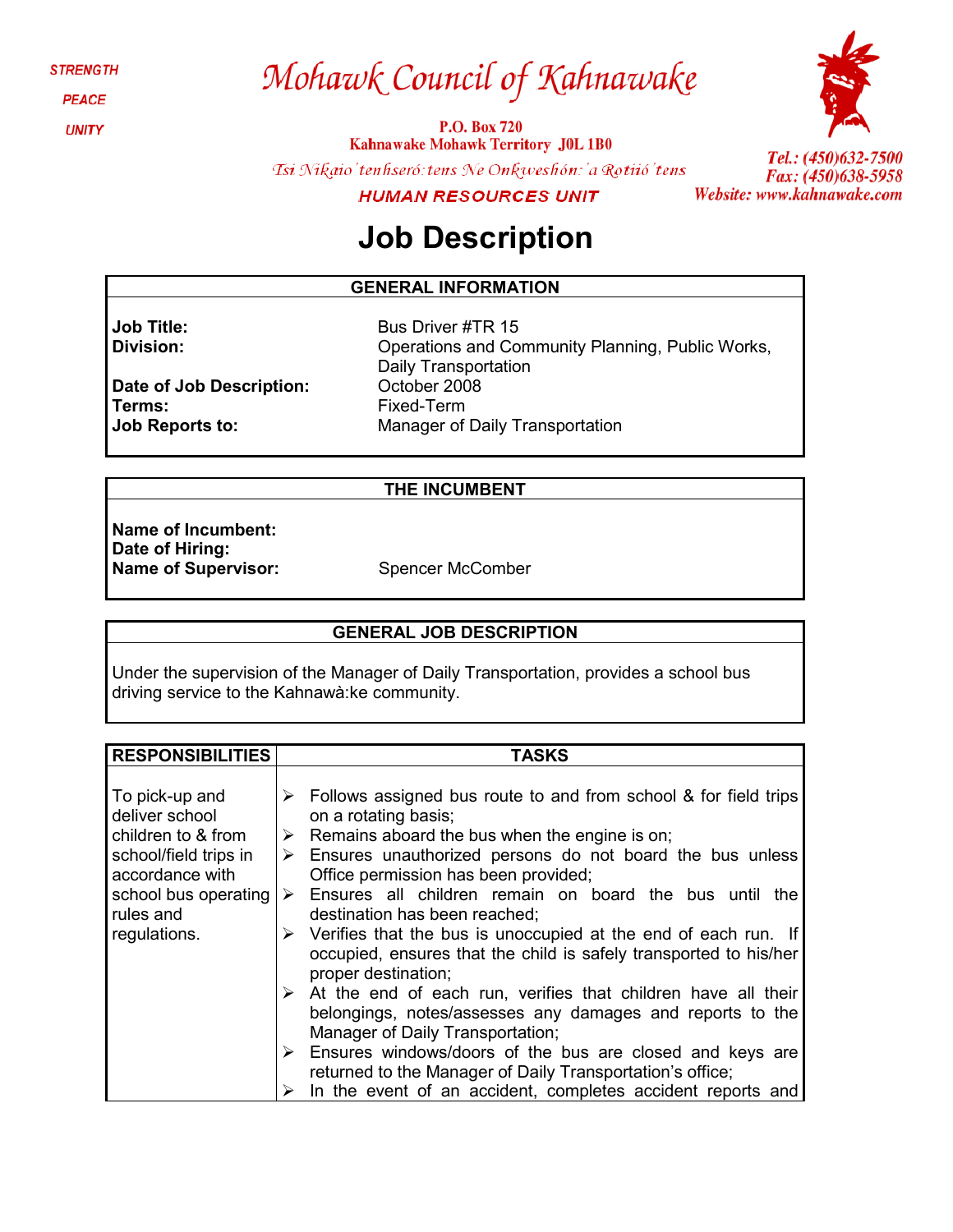STRENGTH

PEACE

UNITY

# Mohawk Council of Kahnawake

**P.O. Box 720**
**Kahnawake Mohawk Territory J0L 1B0**

*Tsi Nikaio'tenhseró:tens Ne Onkweshón:'a Rotiió'tens*

**HUMAN RESOURCES UNIT**

*Tel.: (450)632-7500*
*Fax: (450)638-5958*
*Website: www.kahnawake.com*

# Job Description

| GENERAL INFORMATION | |
|---|---|
| **Job Title:** | Bus Driver #TR 15 |
| **Division:** | Operations and Community Planning, Public Works, Daily Transportation |
| **Date of Job Description:** | October 2008 |
| **Terms:** | Fixed-Term |
| **Job Reports to:** | Manager of Daily Transportation |

| THE INCUMBENT | |
|---|---|
| **Name of Incumbent:** | |
| **Date of Hiring:** | |
| **Name of Supervisor:** | Spencer McComber |

| GENERAL JOB DESCRIPTION |
|---|
| Under the supervision of the Manager of Daily Transportation, provides a school bus driving service to the Kahnawà:ke community. |

| RESPONSIBILITIES | TASKS |
|---|---|
| To pick-up and deliver school children to & from school/field trips in accordance with school bus operating rules and regulations. | ➢ Follows assigned bus route to and from school & for field trips on a rotating basis;<br>➢ Remains aboard the bus when the engine is on;<br>➢ Ensures unauthorized persons do not board the bus unless Office permission has been provided;<br>➢ Ensures all children remain on board the bus until the destination has been reached;<br>➢ Verifies that the bus is unoccupied at the end of each run. If occupied, ensures that the child is safely transported to his/her proper destination;<br>➢ At the end of each run, verifies that children have all their belongings, notes/assesses any damages and reports to the Manager of Daily Transportation;<br>➢ Ensures windows/doors of the bus are closed and keys are returned to the Manager of Daily Transportation's office;<br>➢ In the event of an accident, completes accident reports and |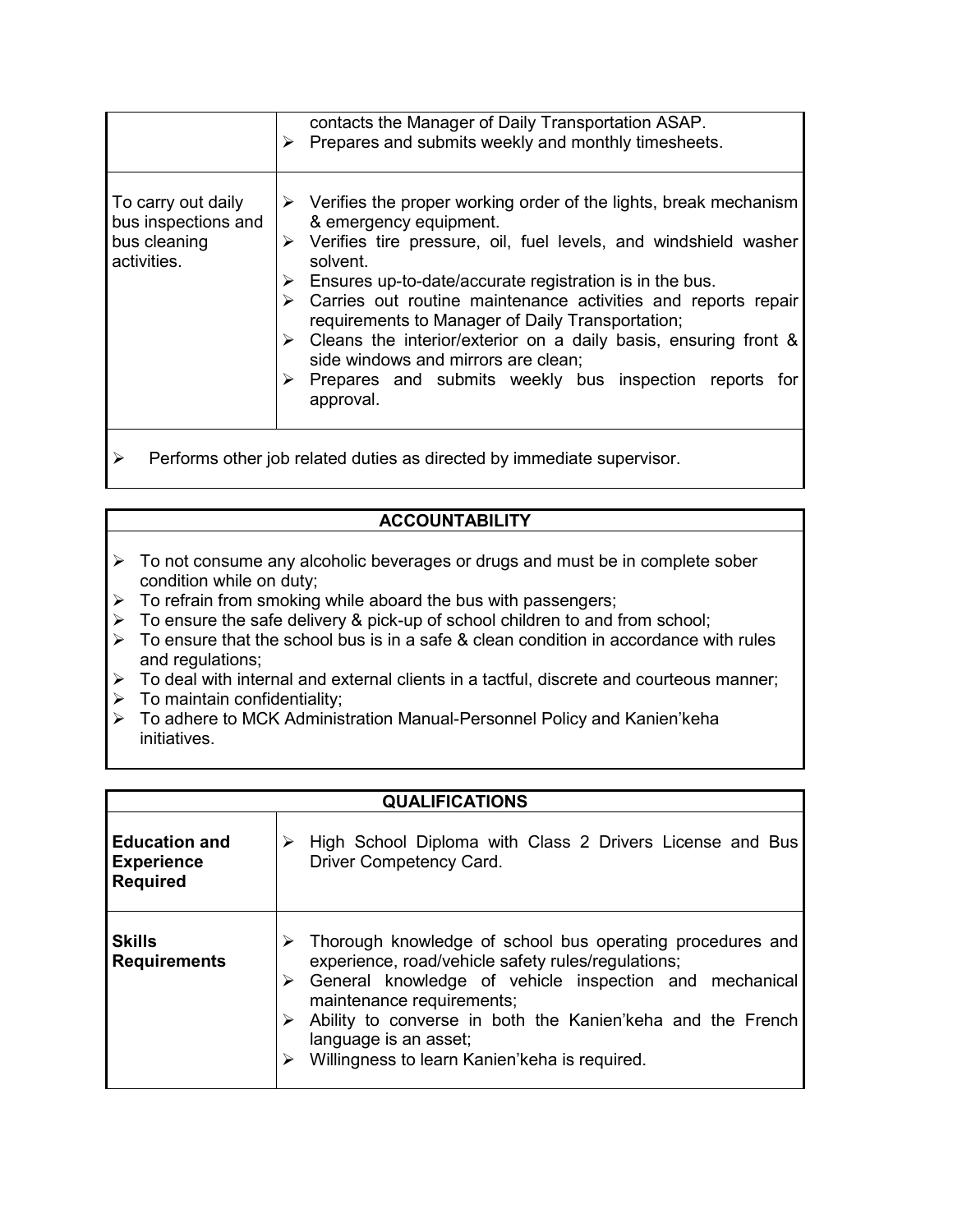| | |
|---|---|
| | contacts the Manager of Daily Transportation ASAP.<br>➢ Prepares and submits weekly and monthly timesheets. |
| To carry out daily bus inspections and bus cleaning activities. | ➢ Verifies the proper working order of the lights, break mechanism & emergency equipment.<br>➢ Verifies tire pressure, oil, fuel levels, and windshield washer solvent.<br>➢ Ensures up-to-date/accurate registration is in the bus.<br>➢ Carries out routine maintenance activities and reports repair requirements to Manager of Daily Transportation;<br>➢ Cleans the interior/exterior on a daily basis, ensuring front & side windows and mirrors are clean;<br>➢ Prepares and submits weekly bus inspection reports for approval. |
| ➢ Performs other job related duties as directed by immediate supervisor. | |

## ACCOUNTABILITY

- ➢ To not consume any alcoholic beverages or drugs and must be in complete sober condition while on duty;
- ➢ To refrain from smoking while aboard the bus with passengers;
- ➢ To ensure the safe delivery & pick-up of school children to and from school;
- ➢ To ensure that the school bus is in a safe & clean condition in accordance with rules and regulations;
- ➢ To deal with internal and external clients in a tactful, discrete and courteous manner;
- ➢ To maintain confidentiality;
- ➢ To adhere to MCK Administration Manual-Personnel Policy and Kanien'keha initiatives.

## QUALIFICATIONS

| | |
|---|---|
| **Education and Experience Required** | ➢ High School Diploma with Class 2 Drivers License and Bus Driver Competency Card. |
| **Skills Requirements** | ➢ Thorough knowledge of school bus operating procedures and experience, road/vehicle safety rules/regulations;<br>➢ General knowledge of vehicle inspection and mechanical maintenance requirements;<br>➢ Ability to converse in both the Kanien'keha and the French language is an asset;<br>➢ Willingness to learn Kanien'keha is required. |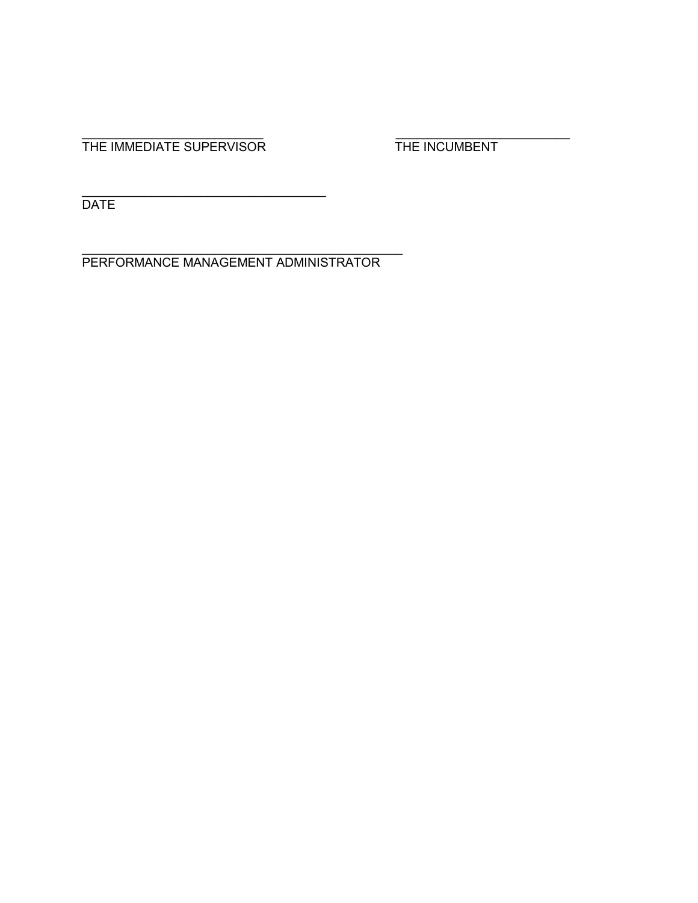_________________________ _________________________

THE IMMEDIATE SUPERVISOR THE INCUMBENT

___________________________________

DATE

______________________________________________

PERFORMANCE MANAGEMENT ADMINISTRATOR